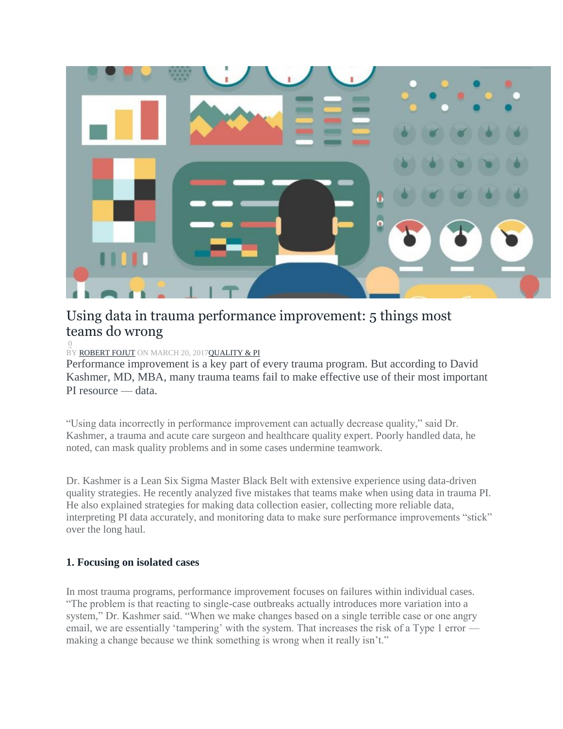# Using data in trauma performance improvement: 5 things most teams do wrong

0

BY ROBERT FOJUT ON MARCH 20, 2017QUALITY & PI

Performance improvement is a key part of every trauma program. But according to David Kashmer, MD, MBA, many trauma teams fail to make effective use of their most important PI resource — data.

"Using data incorrectly in performance improvement can actually decrease quality," said Dr. Kashmer, a trauma and acute care surgeon and healthcare quality expert. Poorly handled data, he noted, can mask quality problems and in some cases undermine teamwork.

Dr. Kashmer is a Lean Six Sigma Master Black Belt with extensive experience using data-driven quality strategies. He recently analyzed five mistakes that teams make when using data in trauma PI. He also explained strategies for making data collection easier, collecting more reliable data, interpreting PI data accurately, and monitoring data to make sure performance improvements "stick" over the long haul.

**1. Focusing on isolated cases**

In most trauma programs, performance improvement focuses on failures within individual cases. "The problem is that reacting to single-case outbreaks actually introduces more variation into a system," Dr. Kashmer said. "When we make changes based on a single terrible case or one angry email, we are essentially 'tampering' with the system. That increases the risk of a Type 1 error — making a change because we think something is wrong when it really isn't."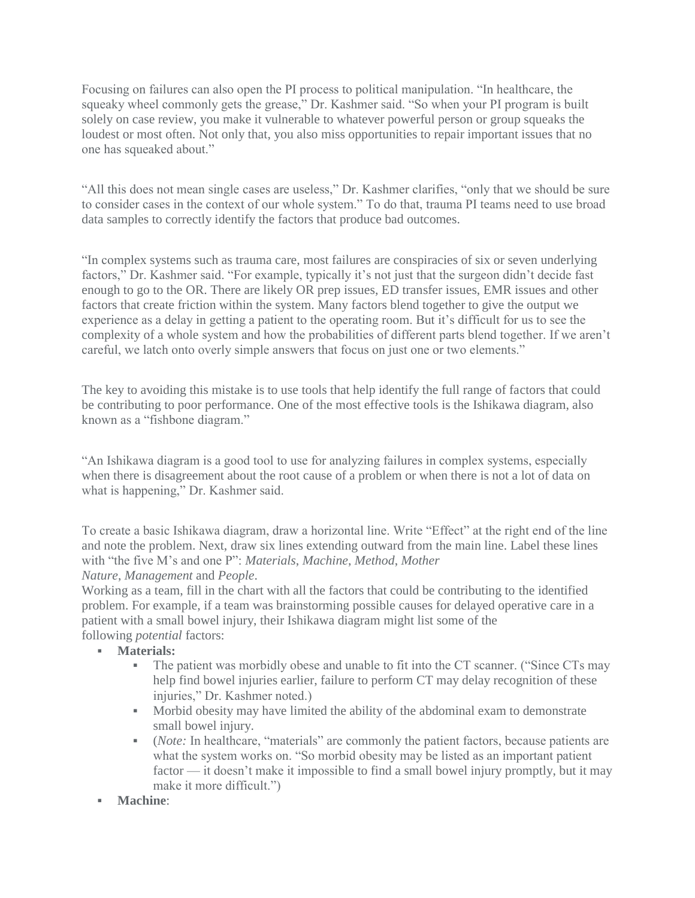Focusing on failures can also open the PI process to political manipulation. "In healthcare, the squeaky wheel commonly gets the grease," Dr. Kashmer said. "So when your PI program is built solely on case review, you make it vulnerable to whatever powerful person or group squeaks the loudest or most often. Not only that, you also miss opportunities to repair important issues that no one has squeaked about."

"All this does not mean single cases are useless," Dr. Kashmer clarifies, "only that we should be sure to consider cases in the context of our whole system." To do that, trauma PI teams need to use broad data samples to correctly identify the factors that produce bad outcomes.

"In complex systems such as trauma care, most failures are conspiracies of six or seven underlying factors," Dr. Kashmer said. "For example, typically it's not just that the surgeon didn't decide fast enough to go to the OR. There are likely OR prep issues, ED transfer issues, EMR issues and other factors that create friction within the system. Many factors blend together to give the output we experience as a delay in getting a patient to the operating room. But it's difficult for us to see the complexity of a whole system and how the probabilities of different parts blend together. If we aren't careful, we latch onto overly simple answers that focus on just one or two elements."

The key to avoiding this mistake is to use tools that help identify the full range of factors that could be contributing to poor performance. One of the most effective tools is the Ishikawa diagram, also known as a "fishbone diagram."

"An Ishikawa diagram is a good tool to use for analyzing failures in complex systems, especially when there is disagreement about the root cause of a problem or when there is not a lot of data on what is happening," Dr. Kashmer said.

To create a basic Ishikawa diagram, draw a horizontal line. Write "Effect" at the right end of the line and note the problem. Next, draw six lines extending outward from the main line. Label these lines with "the five M's and one P": *Materials*, *Machine*, *Method*, *Mother Nature*, *Management* and *People*.

Working as a team, fill in the chart with all the factors that could be contributing to the identified problem. For example, if a team was brainstorming possible causes for delayed operative care in a patient with a small bowel injury, their Ishikawa diagram might list some of the following *potential* factors:

- **Materials:**
  - The patient was morbidly obese and unable to fit into the CT scanner. ("Since CTs may help find bowel injuries earlier, failure to perform CT may delay recognition of these injuries," Dr. Kashmer noted.)
  - Morbid obesity may have limited the ability of the abdominal exam to demonstrate small bowel injury.
  - (*Note:* In healthcare, "materials" are commonly the patient factors, because patients are what the system works on. "So morbid obesity may be listed as an important patient factor — it doesn't make it impossible to find a small bowel injury promptly, but it may make it more difficult.")
- **Machine**: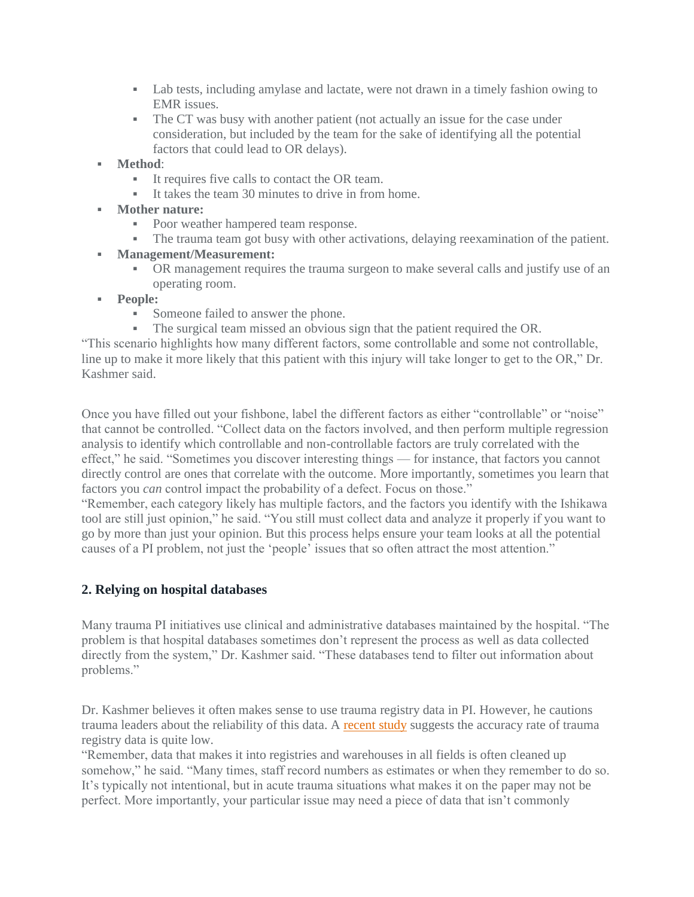- Lab tests, including amylase and lactate, were not drawn in a timely fashion owing to EMR issues.
    - The CT was busy with another patient (not actually an issue for the case under consideration, but included by the team for the sake of identifying all the potential factors that could lead to OR delays).
- **Method**:
    - It requires five calls to contact the OR team.
    - It takes the team 30 minutes to drive in from home.
- **Mother nature:**
    - Poor weather hampered team response.
    - The trauma team got busy with other activations, delaying reexamination of the patient.
- **Management/Measurement:**
    - OR management requires the trauma surgeon to make several calls and justify use of an operating room.
- **People:**
    - Someone failed to answer the phone.
    - The surgical team missed an obvious sign that the patient required the OR.

"This scenario highlights how many different factors, some controllable and some not controllable, line up to make it more likely that this patient with this injury will take longer to get to the OR," Dr. Kashmer said.

Once you have filled out your fishbone, label the different factors as either "controllable" or "noise" that cannot be controlled. "Collect data on the factors involved, and then perform multiple regression analysis to identify which controllable and non-controllable factors are truly correlated with the effect," he said. "Sometimes you discover interesting things — for instance, that factors you cannot directly control are ones that correlate with the outcome. More importantly, sometimes you learn that factors you *can* control impact the probability of a defect. Focus on those."

"Remember, each category likely has multiple factors, and the factors you identify with the Ishikawa tool are still just opinion," he said. "You still must collect data and analyze it properly if you want to go by more than just your opinion. But this process helps ensure your team looks at all the potential causes of a PI problem, not just the 'people' issues that so often attract the most attention."

## 2. Relying on hospital databases

Many trauma PI initiatives use clinical and administrative databases maintained by the hospital. "The problem is that hospital databases sometimes don't represent the process as well as data collected directly from the system," Dr. Kashmer said. "These databases tend to filter out information about problems."

Dr. Kashmer believes it often makes sense to use trauma registry data in PI. However, he cautions trauma leaders about the reliability of this data. A recent study suggests the accuracy rate of trauma registry data is quite low.

"Remember, data that makes it into registries and warehouses in all fields is often cleaned up somehow," he said. "Many times, staff record numbers as estimates or when they remember to do so. It's typically not intentional, but in acute trauma situations what makes it on the paper may not be perfect. More importantly, your particular issue may need a piece of data that isn't commonly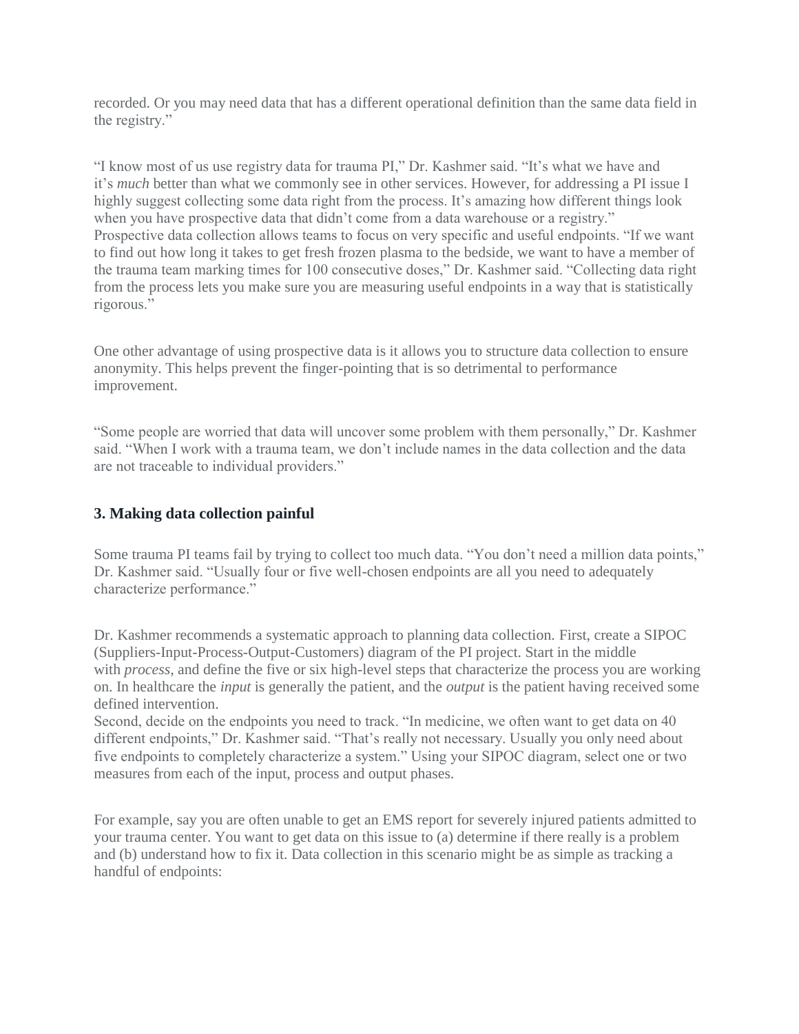recorded. Or you may need data that has a different operational definition than the same data field in the registry."

"I know most of us use registry data for trauma PI," Dr. Kashmer said. "It's what we have and it's *much* better than what we commonly see in other services. However, for addressing a PI issue I highly suggest collecting some data right from the process. It's amazing how different things look when you have prospective data that didn't come from a data warehouse or a registry."

Prospective data collection allows teams to focus on very specific and useful endpoints. "If we want to find out how long it takes to get fresh frozen plasma to the bedside, we want to have a member of the trauma team marking times for 100 consecutive doses," Dr. Kashmer said. "Collecting data right from the process lets you make sure you are measuring useful endpoints in a way that is statistically rigorous."

One other advantage of using prospective data is it allows you to structure data collection to ensure anonymity. This helps prevent the finger-pointing that is so detrimental to performance improvement.

"Some people are worried that data will uncover some problem with them personally," Dr. Kashmer said. "When I work with a trauma team, we don't include names in the data collection and the data are not traceable to individual providers."

### 3. Making data collection painful

Some trauma PI teams fail by trying to collect too much data. "You don't need a million data points," Dr. Kashmer said. "Usually four or five well-chosen endpoints are all you need to adequately characterize performance."

Dr. Kashmer recommends a systematic approach to planning data collection. First, create a SIPOC (Suppliers-Input-Process-Output-Customers) diagram of the PI project. Start in the middle with *process*, and define the five or six high-level steps that characterize the process you are working on. In healthcare the *input* is generally the patient, and the *output* is the patient having received some defined intervention.

Second, decide on the endpoints you need to track. "In medicine, we often want to get data on 40 different endpoints," Dr. Kashmer said. "That's really not necessary. Usually you only need about five endpoints to completely characterize a system." Using your SIPOC diagram, select one or two measures from each of the input, process and output phases.

For example, say you are often unable to get an EMS report for severely injured patients admitted to your trauma center. You want to get data on this issue to (a) determine if there really is a problem and (b) understand how to fix it. Data collection in this scenario might be as simple as tracking a handful of endpoints: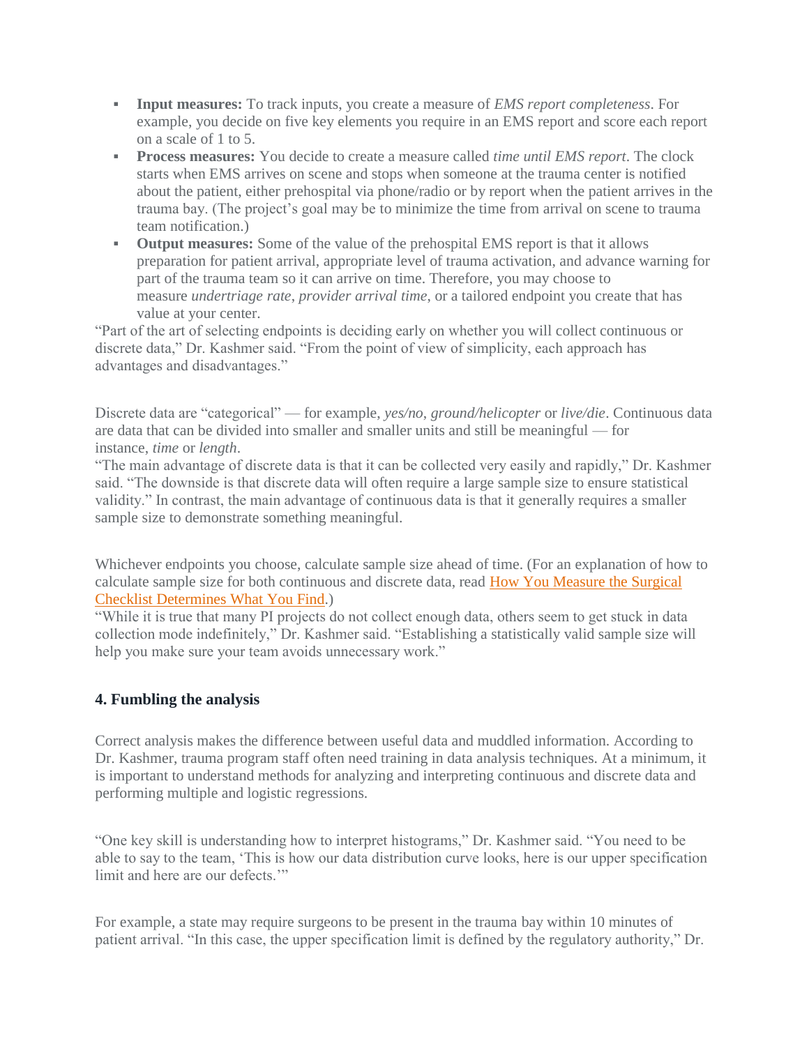- **Input measures:** To track inputs, you create a measure of *EMS report completeness*. For example, you decide on five key elements you require in an EMS report and score each report on a scale of 1 to 5.
- **Process measures:** You decide to create a measure called *time until EMS report*. The clock starts when EMS arrives on scene and stops when someone at the trauma center is notified about the patient, either prehospital via phone/radio or by report when the patient arrives in the trauma bay. (The project's goal may be to minimize the time from arrival on scene to trauma team notification.)
- **Output measures:** Some of the value of the prehospital EMS report is that it allows preparation for patient arrival, appropriate level of trauma activation, and advance warning for part of the trauma team so it can arrive on time. Therefore, you may choose to measure *undertriage rate*, *provider arrival time*, or a tailored endpoint you create that has value at your center.

"Part of the art of selecting endpoints is deciding early on whether you will collect continuous or discrete data," Dr. Kashmer said. "From the point of view of simplicity, each approach has advantages and disadvantages."

Discrete data are "categorical" — for example, *yes/no*, *ground/helicopter* or *live/die*. Continuous data are data that can be divided into smaller and smaller units and still be meaningful — for instance, *time* or *length*.

"The main advantage of discrete data is that it can be collected very easily and rapidly," Dr. Kashmer said. "The downside is that discrete data will often require a large sample size to ensure statistical validity." In contrast, the main advantage of continuous data is that it generally requires a smaller sample size to demonstrate something meaningful.

Whichever endpoints you choose, calculate sample size ahead of time. (For an explanation of how to calculate sample size for both continuous and discrete data, read How You Measure the Surgical Checklist Determines What You Find.)

"While it is true that many PI projects do not collect enough data, others seem to get stuck in data collection mode indefinitely," Dr. Kashmer said. "Establishing a statistically valid sample size will help you make sure your team avoids unnecessary work."

### 4. Fumbling the analysis

Correct analysis makes the difference between useful data and muddled information. According to Dr. Kashmer, trauma program staff often need training in data analysis techniques. At a minimum, it is important to understand methods for analyzing and interpreting continuous and discrete data and performing multiple and logistic regressions.

"One key skill is understanding how to interpret histograms," Dr. Kashmer said. "You need to be able to say to the team, 'This is how our data distribution curve looks, here is our upper specification limit and here are our defects.'"

For example, a state may require surgeons to be present in the trauma bay within 10 minutes of patient arrival. "In this case, the upper specification limit is defined by the regulatory authority," Dr.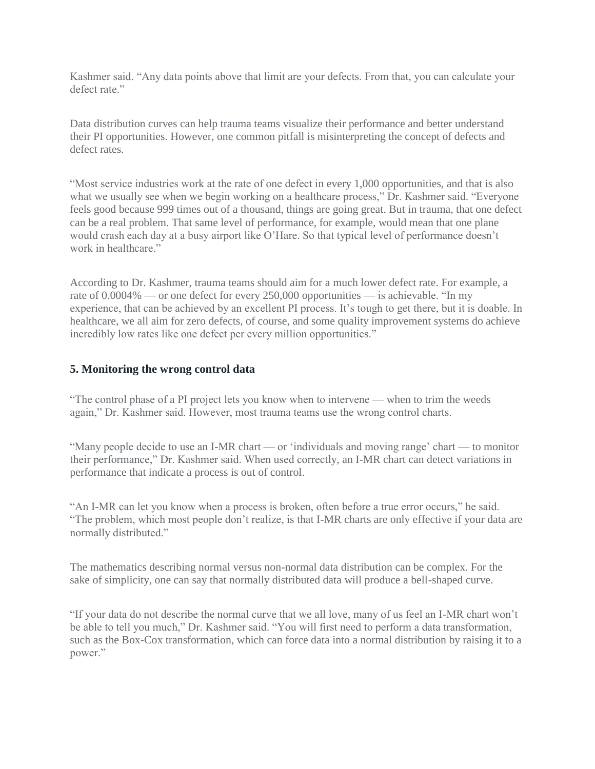Kashmer said. “Any data points above that limit are your defects. From that, you can calculate your defect rate.”

Data distribution curves can help trauma teams visualize their performance and better understand their PI opportunities. However, one common pitfall is misinterpreting the concept of defects and defect rates.

“Most service industries work at the rate of one defect in every 1,000 opportunities, and that is also what we usually see when we begin working on a healthcare process,” Dr. Kashmer said. “Everyone feels good because 999 times out of a thousand, things are going great. But in trauma, that one defect can be a real problem. That same level of performance, for example, would mean that one plane would crash each day at a busy airport like O’Hare. So that typical level of performance doesn’t work in healthcare.”

According to Dr. Kashmer, trauma teams should aim for a much lower defect rate. For example, a rate of 0.0004% — or one defect for every 250,000 opportunities — is achievable. “In my experience, that can be achieved by an excellent PI process. It’s tough to get there, but it is doable. In healthcare, we all aim for zero defects, of course, and some quality improvement systems do achieve incredibly low rates like one defect per every million opportunities.”

### 5. Monitoring the wrong control data

“The control phase of a PI project lets you know when to intervene — when to trim the weeds again,” Dr. Kashmer said. However, most trauma teams use the wrong control charts.

“Many people decide to use an I-MR chart — or ‘individuals and moving range’ chart — to monitor their performance,” Dr. Kashmer said. When used correctly, an I-MR chart can detect variations in performance that indicate a process is out of control.

“An I-MR can let you know when a process is broken, often before a true error occurs,” he said. “The problem, which most people don’t realize, is that I-MR charts are only effective if your data are normally distributed.”

The mathematics describing normal versus non-normal data distribution can be complex. For the sake of simplicity, one can say that normally distributed data will produce a bell-shaped curve.

“If your data do not describe the normal curve that we all love, many of us feel an I-MR chart won’t be able to tell you much,” Dr. Kashmer said. “You will first need to perform a data transformation, such as the Box-Cox transformation, which can force data into a normal distribution by raising it to a power.”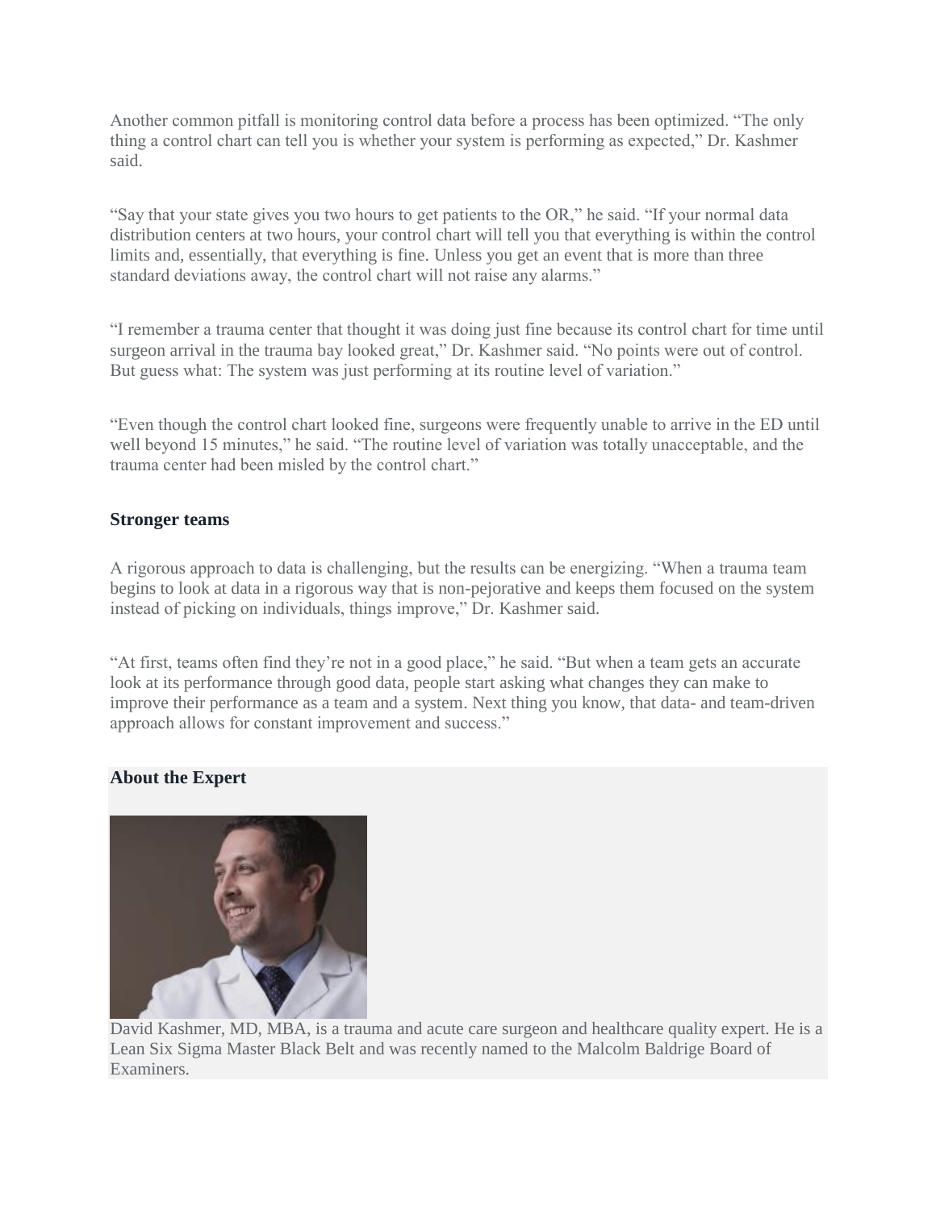Another common pitfall is monitoring control data before a process has been optimized. “The only thing a control chart can tell you is whether your system is performing as expected,” Dr. Kashmer said.

“Say that your state gives you two hours to get patients to the OR,” he said. “If your normal data distribution centers at two hours, your control chart will tell you that everything is within the control limits and, essentially, that everything is fine. Unless you get an event that is more than three standard deviations away, the control chart will not raise any alarms.”

“I remember a trauma center that thought it was doing just fine because its control chart for time until surgeon arrival in the trauma bay looked great,” Dr. Kashmer said. “No points were out of control. But guess what: The system was just performing at its routine level of variation.”

“Even though the control chart looked fine, surgeons were frequently unable to arrive in the ED until well beyond 15 minutes,” he said. “The routine level of variation was totally unacceptable, and the trauma center had been misled by the control chart.”

### Stronger teams

A rigorous approach to data is challenging, but the results can be energizing. “When a trauma team begins to look at data in a rigorous way that is non-pejorative and keeps them focused on the system instead of picking on individuals, things improve,” Dr. Kashmer said.

“At first, teams often find they’re not in a good place,” he said. “But when a team gets an accurate look at its performance through good data, people start asking what changes they can make to improve their performance as a team and a system. Next thing you know, that data- and team-driven approach allows for constant improvement and success.”

### About the Expert

David Kashmer, MD, MBA, is a trauma and acute care surgeon and healthcare quality expert. He is a Lean Six Sigma Master Black Belt and was recently named to the Malcolm Baldrige Board of Examiners.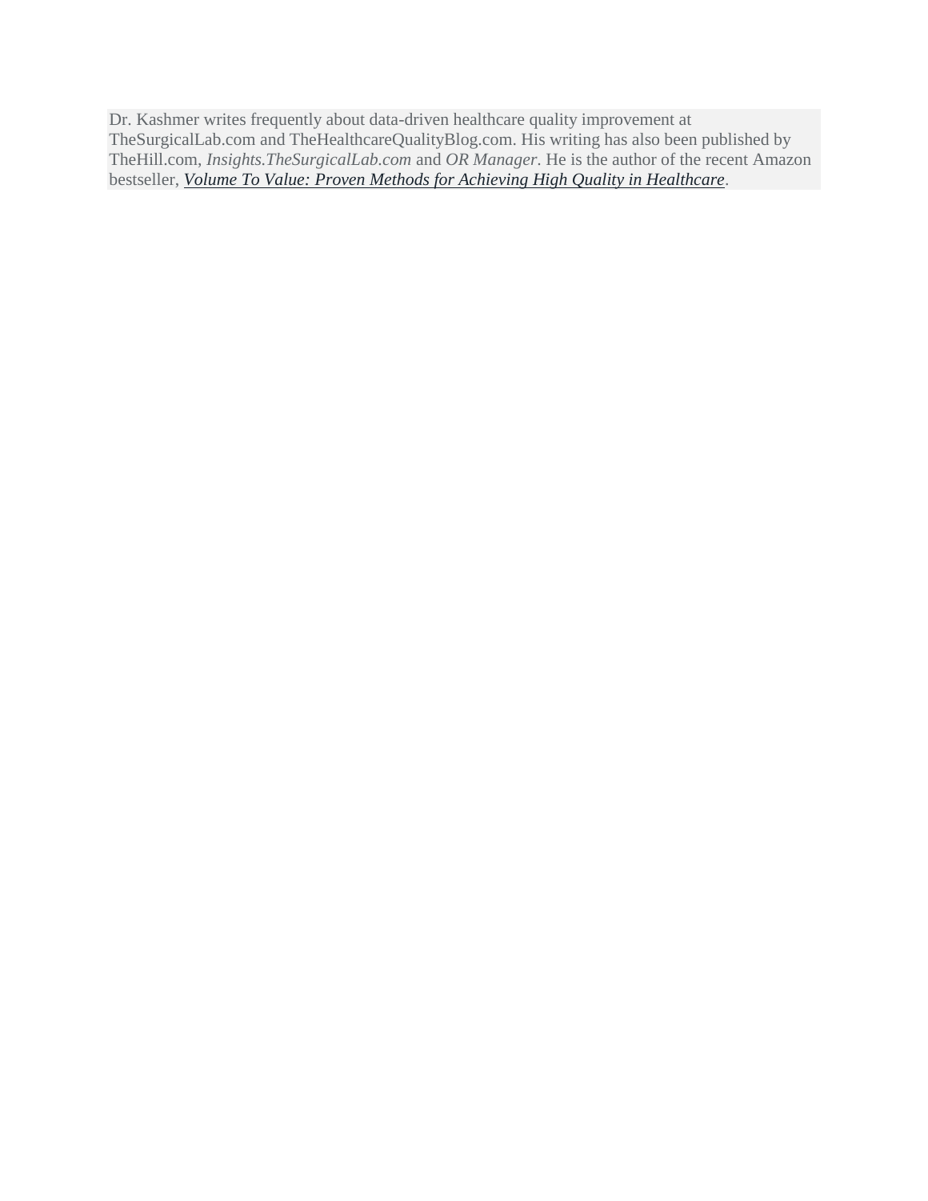Dr. Kashmer writes frequently about data-driven healthcare quality improvement at TheSurgicalLab.com and TheHealthcareQualityBlog.com. His writing has also been published by TheHill.com, *Insights.TheSurgicalLab.com* and *OR Manager*. He is the author of the recent Amazon bestseller, ***Volume To Value: Proven Methods for Achieving High Quality in Healthcare***.